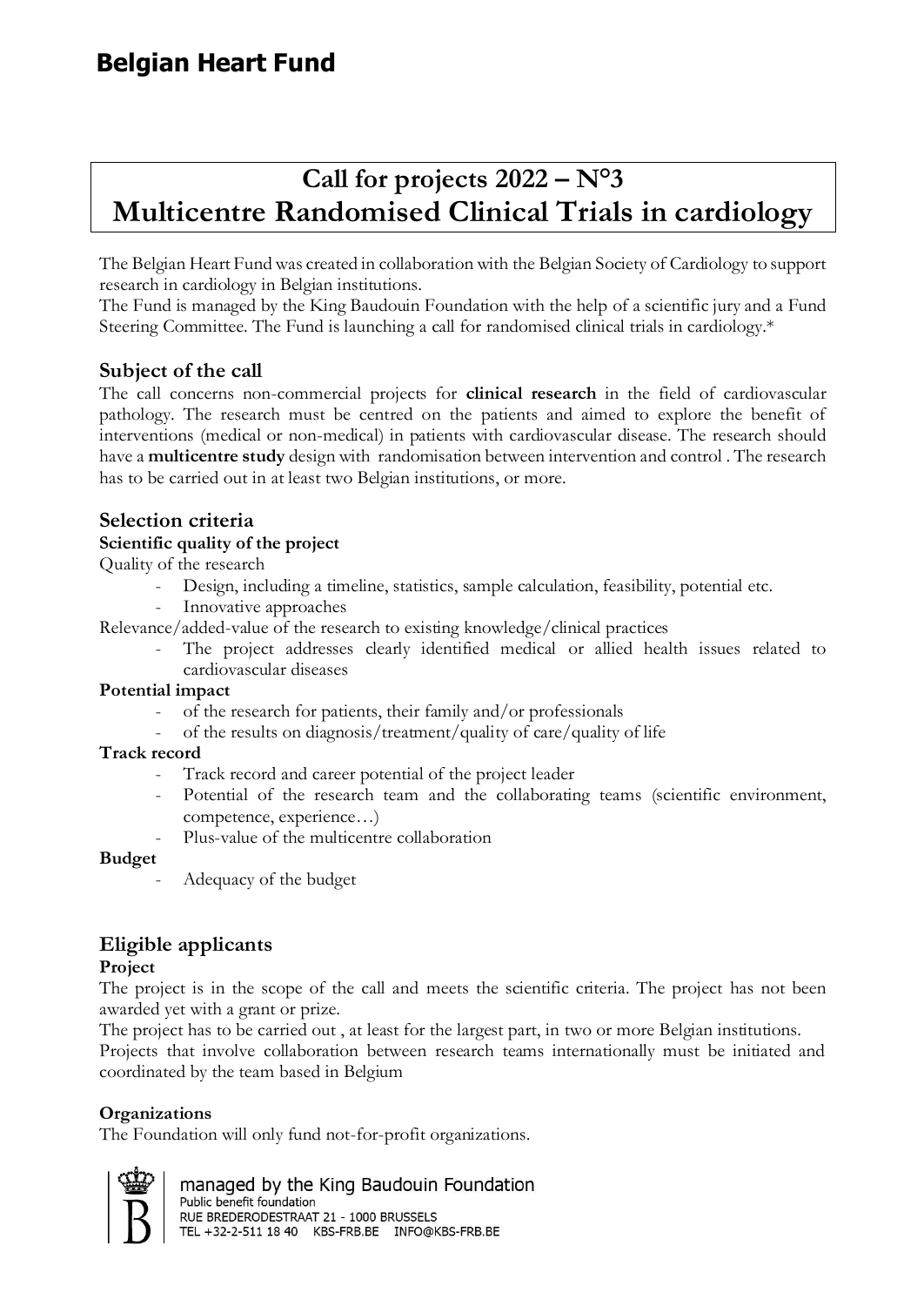# Belgian Heart Fund

## Call for projects 2022 – N°3
## Multicentre Randomised Clinical Trials in cardiology

The Belgian Heart Fund was created in collaboration with the Belgian Society of Cardiology to support research in cardiology in Belgian institutions.
The Fund is managed by the King Baudouin Foundation with the help of a scientific jury and a Fund Steering Committee. The Fund is launching a call for randomised clinical trials in cardiology.*

### Subject of the call

The call concerns non-commercial projects for **clinical research** in the field of cardiovascular pathology. The research must be centred on the patients and aimed to explore the benefit of interventions (medical or non-medical) in patients with cardiovascular disease. The research should have a **multicentre study** design with randomisation between intervention and control . The research has to be carried out in at least two Belgian institutions, or more.

### Selection criteria

**Scientific quality of the project**

Quality of the research

- Design, including a timeline, statistics, sample calculation, feasibility, potential etc.
- Innovative approaches

Relevance/added-value of the research to existing knowledge/clinical practices

- The project addresses clearly identified medical or allied health issues related to cardiovascular diseases

**Potential impact**

- of the research for patients, their family and/or professionals
- of the results on diagnosis/treatment/quality of care/quality of life

**Track record**

- Track record and career potential of the project leader
- Potential of the research team and the collaborating teams (scientific environment, competence, experience…)
- Plus-value of the multicentre collaboration

**Budget**

- Adequacy of the budget

### Eligible applicants

**Project**

The project is in the scope of the call and meets the scientific criteria. The project has not been awarded yet with a grant or prize.
The project has to be carried out , at least for the largest part, in two or more Belgian institutions.
Projects that involve collaboration between research teams internationally must be initiated and coordinated by the team based in Belgium

**Organizations**

The Foundation will only fund not-for-profit organizations.

managed by the King Baudouin Foundation
Public benefit foundation
RUE BREDERODESTRAAT 21 - 1000 BRUSSELS
TEL +32-2-511 18 40 KBS-FRB.BE INFO@KBS-FRB.BE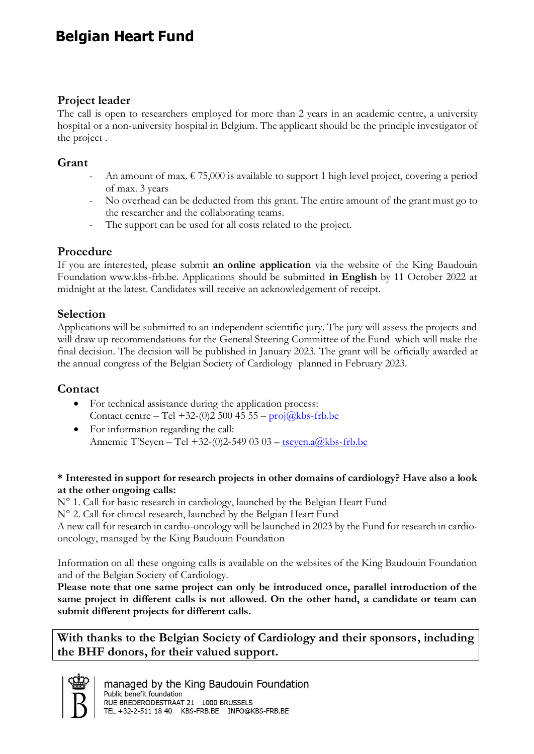# Belgian Heart Fund

## Project leader

The call is open to researchers employed for more than 2 years in an academic centre, a university hospital or a non-university hospital in Belgium. The applicant should be the principle investigator of the project .

## Grant

- An amount of max. € 75,000 is available to support 1 high level project, covering a period of max. 3 years
- No overhead can be deducted from this grant. The entire amount of the grant must go to the researcher and the collaborating teams.
- The support can be used for all costs related to the project.

## Procedure

If you are interested, please submit **an online application** via the website of the King Baudouin Foundation www.kbs-frb.be. Applications should be submitted **in English** by 11 October 2022 at midnight at the latest. Candidates will receive an acknowledgement of receipt.

## Selection

Applications will be submitted to an independent scientific jury. The jury will assess the projects and will draw up recommendations for the General Steering Committee of the Fund which will make the final decision. The decision will be published in January 2023. The grant will be officially awarded at the annual congress of the Belgian Society of Cardiology planned in February 2023.

## Contact

- For technical assistance during the application process:
  Contact centre – Tel +32-(0)2 500 45 55 – proj@kbs-frb.be
- For information regarding the call:
  Annemie T'Seyen – Tel +32-(0)2-549 03 03 – tseyen.a@kbs-frb.be

**\* Interested in support for research projects in other domains of cardiology? Have also a look at the other ongoing calls:**

N° 1. Call for basic research in cardiology, launched by the Belgian Heart Fund
N° 2. Call for clinical research, launched by the Belgian Heart Fund
A new call for research in cardio-oncology will be launched in 2023 by the Fund for research in cardio-oncology, managed by the King Baudouin Foundation

Information on all these ongoing calls is available on the websites of the King Baudouin Foundation and of the Belgian Society of Cardiology.
**Please note that one same project can only be introduced once, parallel introduction of the same project in different calls is not allowed. On the other hand, a candidate or team can submit different projects for different calls.**

**With thanks to the Belgian Society of Cardiology and their sponsors, including the BHF donors, for their valued support.**

managed by the King Baudouin Foundation
Public benefit foundation
RUE BREDERODESTRAAT 21 - 1000 BRUSSELS
TEL +32-2-511 18 40 KBS-FRB.BE INFO@KBS-FRB.BE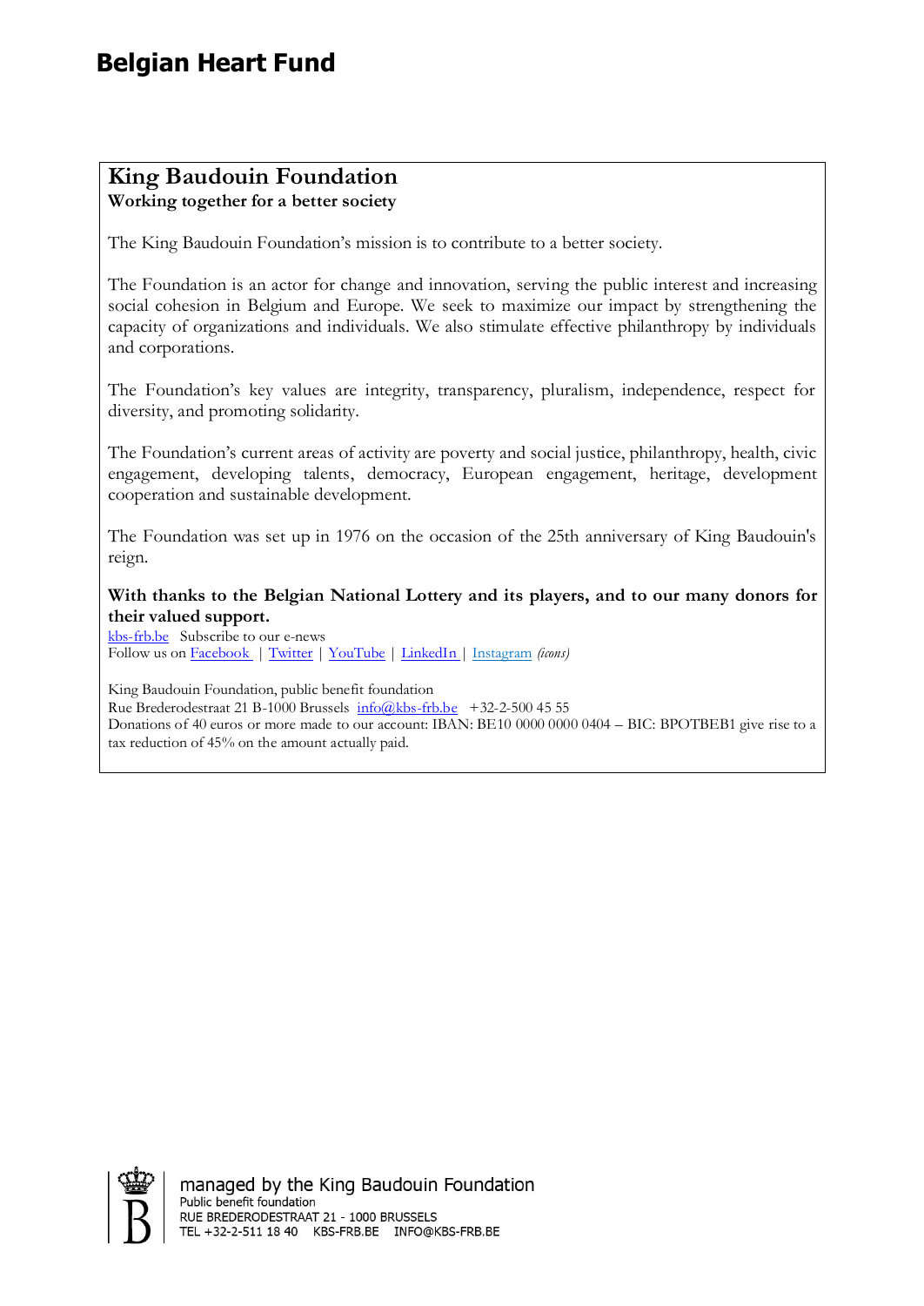## King Baudouin Foundation

**Working together for a better society**

The King Baudouin Foundation's mission is to contribute to a better society.

The Foundation is an actor for change and innovation, serving the public interest and increasing social cohesion in Belgium and Europe. We seek to maximize our impact by strengthening the capacity of organizations and individuals. We also stimulate effective philanthropy by individuals and corporations.

The Foundation's key values are integrity, transparency, pluralism, independence, respect for diversity, and promoting solidarity.

The Foundation's current areas of activity are poverty and social justice, philanthropy, health, civic engagement, developing talents, democracy, European engagement, heritage, development cooperation and sustainable development.

The Foundation was set up in 1976 on the occasion of the 25th anniversary of King Baudouin's reign.

**With thanks to the Belgian National Lottery and its players, and to our many donors for their valued support.**

kbs-frb.be Subscribe to our e-news
Follow us on Facebook | Twitter | YouTube | LinkedIn | Instagram *(icons)*

King Baudouin Foundation, public benefit foundation
Rue Brederodestraat 21 B-1000 Brussels info@kbs-frb.be +32-2-500 45 55
Donations of 40 euros or more made to our account: IBAN: BE10 0000 0000 0404 – BIC: BPOTBEB1 give rise to a tax reduction of 45% on the amount actually paid.